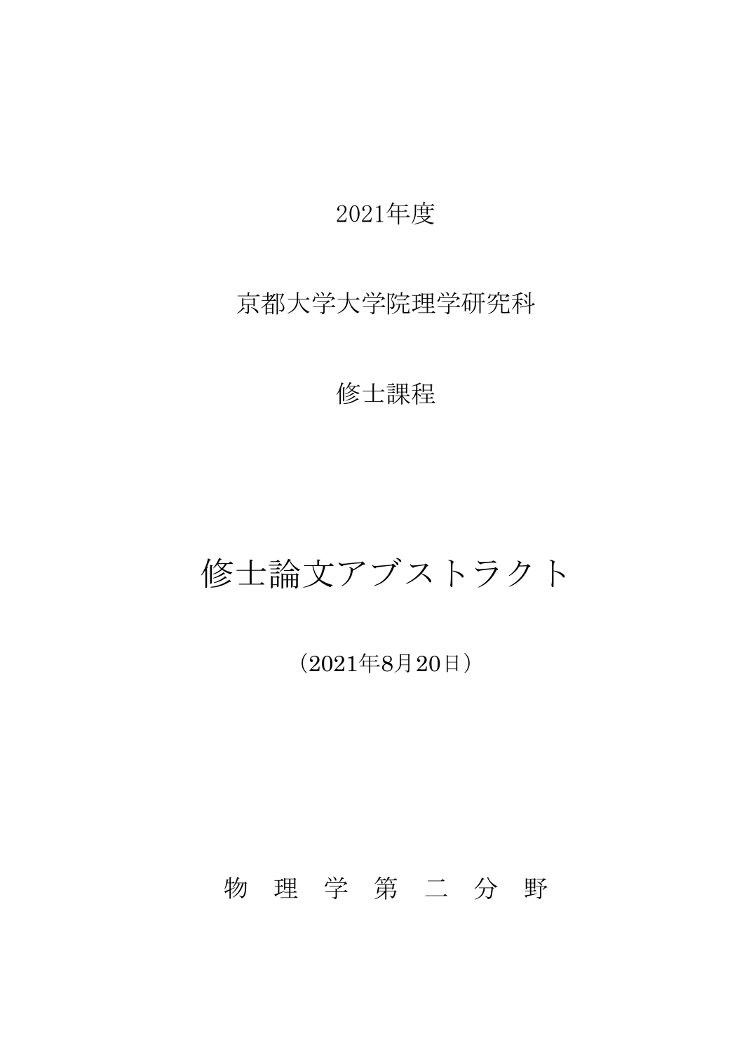2021年度

京都大学大学院理学研究科

修士課程

# 修士論文アブストラクト

（2021年8月20日）

物 理 学 第 二 分 野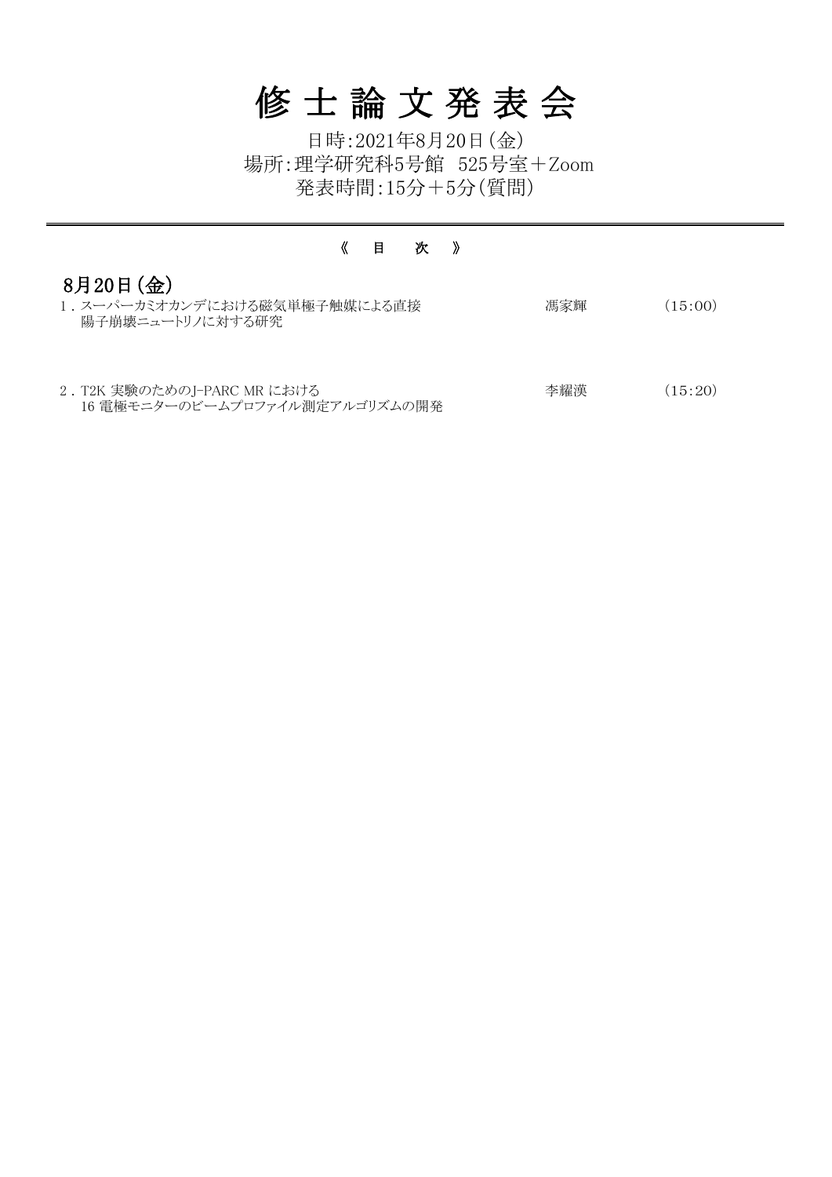# 修 士 論 文 発 表 会

日時:2021年8月20日(金)
場所:理学研究科5号館　525号室＋Zoom
発表時間:15分＋5分(質問)

---

《　目　　次　》

## 8月20日(金)

| | | |
|---|---|---|
| 1．スーパーカミオカンデにおける磁気単極子触媒による直接<br>陽子崩壊ニュートリノに対する研究 | 馮家輝 | (15:00) |
| 2．T2K 実験のためのJ-PARC MR における<br>16 電極モニターのビームプロファイル測定アルゴリズムの開発 | 李耀漢 | (15:20) |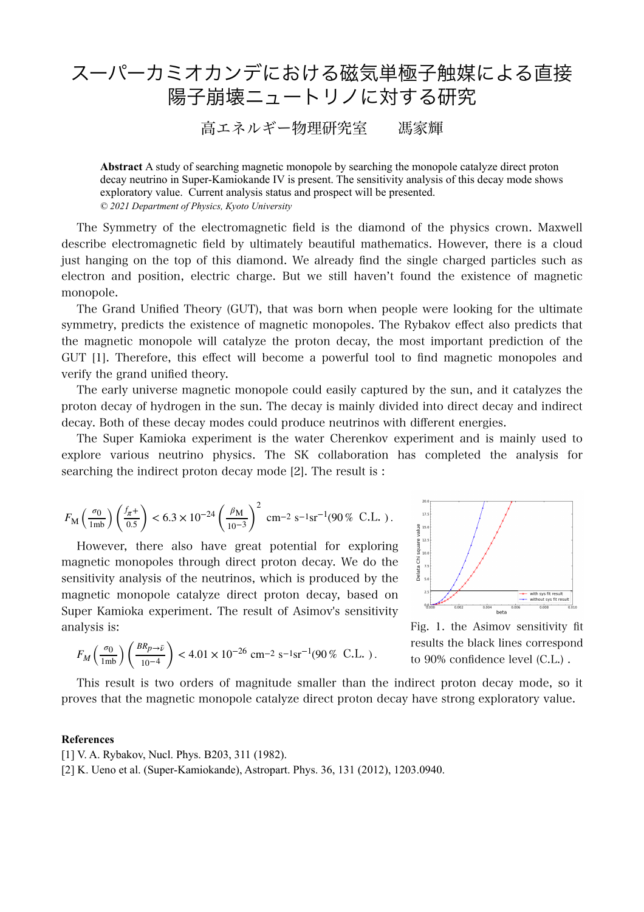# スーパーカミオカンデにおける磁気単極子触媒による直接陽子崩壊ニュートリノに対する研究

高エネルギー物理研究室　　馮家輝

**Abstract** A study of searching magnetic monopole by searching the monopole catalyze direct proton decay neutrino in Super-Kamiokande IV is present. The sensitivity analysis of this decay mode shows exploratory value. Current analysis status and prospect will be presented.

*© 2021 Department of Physics, Kyoto University*

The Symmetry of the electromagnetic field is the diamond of the physics crown. Maxwell describe electromagnetic field by ultimately beautiful mathematics. However, there is a cloud just hanging on the top of this diamond. We already find the single charged particles such as electron and position, electric charge. But we still haven't found the existence of magnetic monopole.

The Grand Unified Theory (GUT), that was born when people were looking for the ultimate symmetry, predicts the existence of magnetic monopoles. The Rybakov effect also predicts that the magnetic monopole will catalyze the proton decay, the most important prediction of the GUT [1]. Therefore, this effect will become a powerful tool to find magnetic monopoles and verify the grand unified theory.

The early universe magnetic monopole could easily captured by the sun, and it catalyzes the proton decay of hydrogen in the sun. The decay is mainly divided into direct decay and indirect decay. Both of these decay modes could produce neutrinos with different energies.

The Super Kamioka experiment is the water Cherenkov experiment and is mainly used to explore various neutrino physics. The SK collaboration has completed the analysis for searching the indirect proton decay mode [2]. The result is :

$$F_{\mathrm{M}}\left(\frac{\sigma_0}{1\mathrm{mb}}\right)\left(\frac{f_{\pi^+}}{0.5}\right) < 6.3\times10^{-24}\left(\frac{\beta_{\mathrm{M}}}{10^{-3}}\right)^2\ \mathrm{cm}^{-2}\ \mathrm{s}^{-1}\mathrm{sr}^{-1}(90\,\%\ \ \mathrm{C.L.}\ ).$$

However, there also have great potential for exploring magnetic monopoles through direct proton decay. We do the sensitivity analysis of the neutrinos, which is produced by the magnetic monopole catalyze direct proton decay, based on Super Kamioka experiment. The result of Asimov's sensitivity analysis is:

$$F_M\left(\frac{\sigma_0}{1\mathrm{mb}}\right)\left(\frac{BR_{p\to\bar{\nu}}}{10^{-4}}\right) < 4.01\times10^{-26}\ \mathrm{cm}^{-2}\ \mathrm{s}^{-1}\mathrm{sr}^{-1}(90\,\%\ \ \mathrm{C.L.}\ ).$$

Fig. 1. the Asimov sensitivity fit results the black lines correspond to 90% confidence level (C.L.) .

This result is two orders of magnitude smaller than the indirect proton decay mode, so it proves that the magnetic monopole catalyze direct proton decay have strong exploratory value.

**References**

[1] V. A. Rybakov, Nucl. Phys. B203, 311 (1982).

[2] K. Ueno et al. (Super-Kamiokande), Astropart. Phys. 36, 131 (2012), 1203.0940.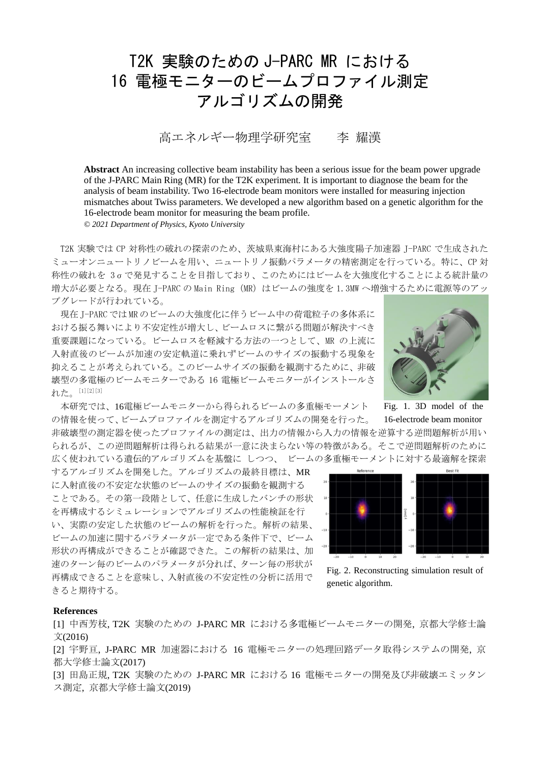# T2K 実験のための J-PARC MR における 16 電極モニターのビームプロファイル測定アルゴリズムの開発

高エネルギー物理学研究室　　李 耀漢

**Abstract** An increasing collective beam instability has been a serious issue for the beam power upgrade of the J-PARC Main Ring (MR) for the T2K experiment. It is important to diagnose the beam for the analysis of beam instability. Two 16-electrode beam monitors were installed for measuring injection mismatches about Twiss parameters. We developed a new algorithm based on a genetic algorithm for the 16-electrode beam monitor for measuring the beam profile.

*© 2021 Department of Physics, Kyoto University*

T2K 実験では CP 対称性の破れの探索のため、茨城県東海村にある大強度陽子加速器 J-PARC で生成されたミューオンニュートリノビームを用い、ニュートリノ振動パラメータの精密測定を行っている。特に、CP 対称性の破れを 3σ で発見することを目指しており、このためにはビームを大強度化することによる統計量の増大が必要となる。現在 J-PARC の Main Ring (MR) はビームの強度を 1.3MW へ増強するために電源等のアップグレードが行われている。

現在 J-PARC では MR のビームの大強度化に伴うビーム中の荷電粒子の多体系における振る舞いにより不安定性が増大し、ビームロスに繋がる問題が解決すべき重要課題になっている。ビームロスを軽減する方法の一つとして、MR の上流に入射直後のビームが加速の安定軌道に乗れずビームのサイズの振動する現象を抑えることが考えられている。このビームサイズの振動を観測するために、非破壊型の多電極のビームモニターである 16 電極ビームモニターがインストールされた。[1][2][3]

Fig. 1. 3D model of the 16-electrode beam monitor

本研究では、16電極ビームモニターから得られるビームの多重極モーメントの情報を使って、ビームプロファイルを測定するアルゴリズムの開発を行った。非破壊型の測定器を使ったプロファイルの測定は、出力の情報から入力の情報を逆算する逆問題解析が用いられるが、この逆問題解析は得られる結果が一意に決まらない等の特徴がある。そこで逆問題解析のために広く使われている遺伝的アルゴリズムを基盤に しつつ、 ビームの多重極モーメントに対する最適解を探索するアルゴリズムを開発した。アルゴリズムの最終目標は、MR に入射直後の不安定な状態のビームのサイズの振動を観測することである。その第一段階として、任意に生成したバンチの形状を再構成するシミュレーションでアルゴリズムの性能検証を行い、実際の安定した状態のビームの解析を行った。解析の結果、ビームの加速に関するパラメータが一定である条件下で、ビーム形状の再構成ができることが確認できた。この解析の結果は、加速のターン毎のビームのパラメータが分れば、ターン毎の形状が再構成できることを意味し、入射直後の不安定性の分析に活用できると期待する。

Reference　　Best Fit

Fig. 2. Reconstructing simulation result of genetic algorithm.

**References**

[1] 中西芳枝, T2K 実験のための J-PARC MR における多電極ビームモニターの開発, 京都大学修士論文(2016)

[2] 宇野亘, J-PARC MR 加速器における 16 電極モニターの処理回路データ取得システムの開発, 京都大学修士論文(2017)

[3] 田島正規, T2K 実験のための J-PARC MR における 16 電極モニターの開発及び非破壊エミッタンス測定, 京都大学修士論文(2019)